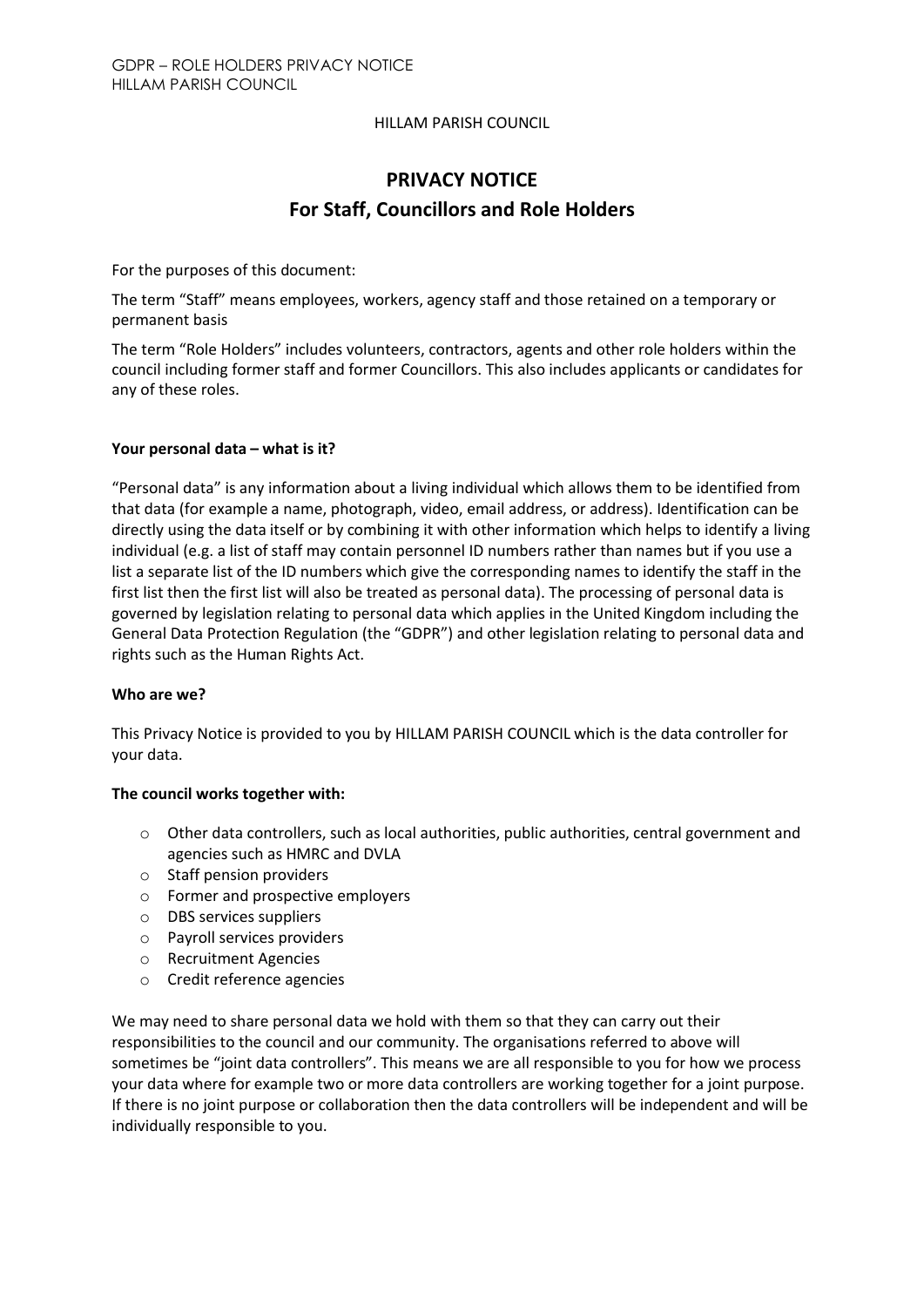HILLAM PARISH COUNCIL

# PRIVACY NOTICE

## For Staff, Councillors and Role Holders

For the purposes of this document:

The term "Staff" means employees, workers, agency staff and those retained on a temporary or permanent basis

The term "Role Holders" includes volunteers, contractors, agents and other role holders within the council including former staff and former Councillors. This also includes applicants or candidates for any of these roles.

**Your personal data – what is it?**

"Personal data" is any information about a living individual which allows them to be identified from that data (for example a name, photograph, video, email address, or address). Identification can be directly using the data itself or by combining it with other information which helps to identify a living individual (e.g. a list of staff may contain personnel ID numbers rather than names but if you use a list a separate list of the ID numbers which give the corresponding names to identify the staff in the first list then the first list will also be treated as personal data). The processing of personal data is governed by legislation relating to personal data which applies in the United Kingdom including the General Data Protection Regulation (the "GDPR") and other legislation relating to personal data and rights such as the Human Rights Act.

**Who are we?**

This Privacy Notice is provided to you by HILLAM PARISH COUNCIL which is the data controller for your data.

**The council works together with:**

- Other data controllers, such as local authorities, public authorities, central government and agencies such as HMRC and DVLA
- Staff pension providers
- Former and prospective employers
- DBS services suppliers
- Payroll services providers
- Recruitment Agencies
- Credit reference agencies

We may need to share personal data we hold with them so that they can carry out their responsibilities to the council and our community. The organisations referred to above will sometimes be "joint data controllers". This means we are all responsible to you for how we process your data where for example two or more data controllers are working together for a joint purpose. If there is no joint purpose or collaboration then the data controllers will be independent and will be individually responsible to you.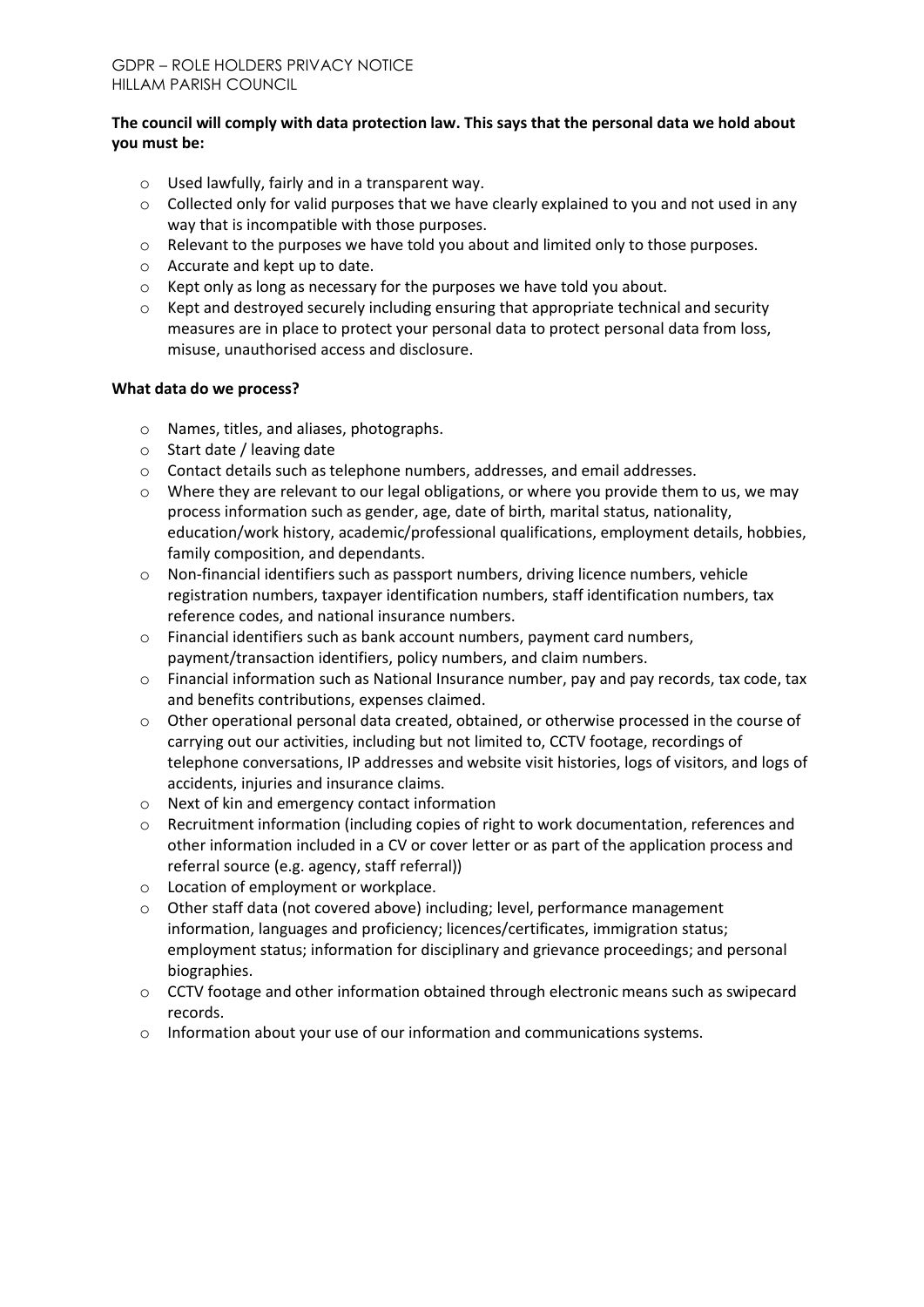**The council will comply with data protection law. This says that the personal data we hold about you must be:**

- Used lawfully, fairly and in a transparent way.
- Collected only for valid purposes that we have clearly explained to you and not used in any way that is incompatible with those purposes.
- Relevant to the purposes we have told you about and limited only to those purposes.
- Accurate and kept up to date.
- Kept only as long as necessary for the purposes we have told you about.
- Kept and destroyed securely including ensuring that appropriate technical and security measures are in place to protect your personal data to protect personal data from loss, misuse, unauthorised access and disclosure.

**What data do we process?**

- Names, titles, and aliases, photographs.
- Start date / leaving date
- Contact details such as telephone numbers, addresses, and email addresses.
- Where they are relevant to our legal obligations, or where you provide them to us, we may process information such as gender, age, date of birth, marital status, nationality, education/work history, academic/professional qualifications, employment details, hobbies, family composition, and dependants.
- Non-financial identifiers such as passport numbers, driving licence numbers, vehicle registration numbers, taxpayer identification numbers, staff identification numbers, tax reference codes, and national insurance numbers.
- Financial identifiers such as bank account numbers, payment card numbers, payment/transaction identifiers, policy numbers, and claim numbers.
- Financial information such as National Insurance number, pay and pay records, tax code, tax and benefits contributions, expenses claimed.
- Other operational personal data created, obtained, or otherwise processed in the course of carrying out our activities, including but not limited to, CCTV footage, recordings of telephone conversations, IP addresses and website visit histories, logs of visitors, and logs of accidents, injuries and insurance claims.
- Next of kin and emergency contact information
- Recruitment information (including copies of right to work documentation, references and other information included in a CV or cover letter or as part of the application process and referral source (e.g. agency, staff referral))
- Location of employment or workplace.
- Other staff data (not covered above) including; level, performance management information, languages and proficiency; licences/certificates, immigration status; employment status; information for disciplinary and grievance proceedings; and personal biographies.
- CCTV footage and other information obtained through electronic means such as swipecard records.
- Information about your use of our information and communications systems.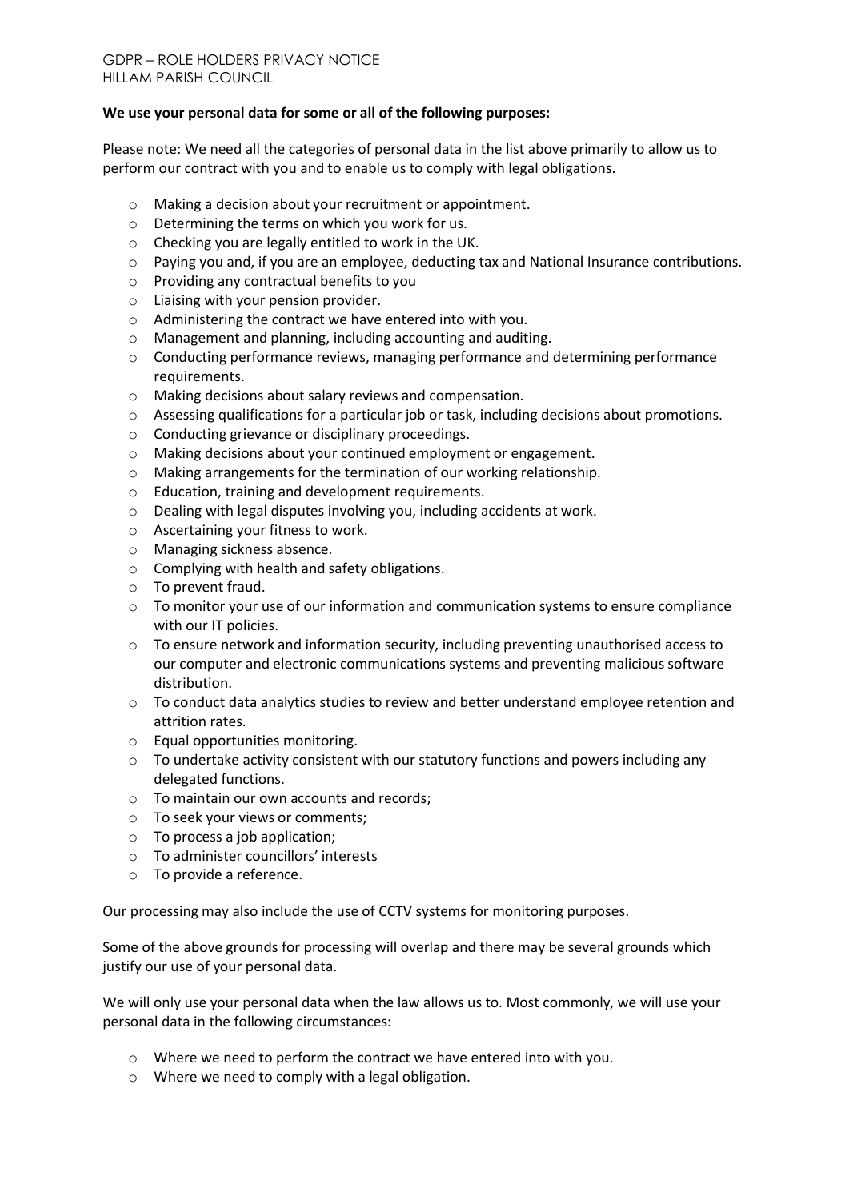**We use your personal data for some or all of the following purposes:**

Please note: We need all the categories of personal data in the list above primarily to allow us to perform our contract with you and to enable us to comply with legal obligations.

- Making a decision about your recruitment or appointment.
- Determining the terms on which you work for us.
- Checking you are legally entitled to work in the UK.
- Paying you and, if you are an employee, deducting tax and National Insurance contributions.
- Providing any contractual benefits to you
- Liaising with your pension provider.
- Administering the contract we have entered into with you.
- Management and planning, including accounting and auditing.
- Conducting performance reviews, managing performance and determining performance requirements.
- Making decisions about salary reviews and compensation.
- Assessing qualifications for a particular job or task, including decisions about promotions.
- Conducting grievance or disciplinary proceedings.
- Making decisions about your continued employment or engagement.
- Making arrangements for the termination of our working relationship.
- Education, training and development requirements.
- Dealing with legal disputes involving you, including accidents at work.
- Ascertaining your fitness to work.
- Managing sickness absence.
- Complying with health and safety obligations.
- To prevent fraud.
- To monitor your use of our information and communication systems to ensure compliance with our IT policies.
- To ensure network and information security, including preventing unauthorised access to our computer and electronic communications systems and preventing malicious software distribution.
- To conduct data analytics studies to review and better understand employee retention and attrition rates.
- Equal opportunities monitoring.
- To undertake activity consistent with our statutory functions and powers including any delegated functions.
- To maintain our own accounts and records;
- To seek your views or comments;
- To process a job application;
- To administer councillors' interests
- To provide a reference.

Our processing may also include the use of CCTV systems for monitoring purposes.

Some of the above grounds for processing will overlap and there may be several grounds which justify our use of your personal data.

We will only use your personal data when the law allows us to. Most commonly, we will use your personal data in the following circumstances:

- Where we need to perform the contract we have entered into with you.
- Where we need to comply with a legal obligation.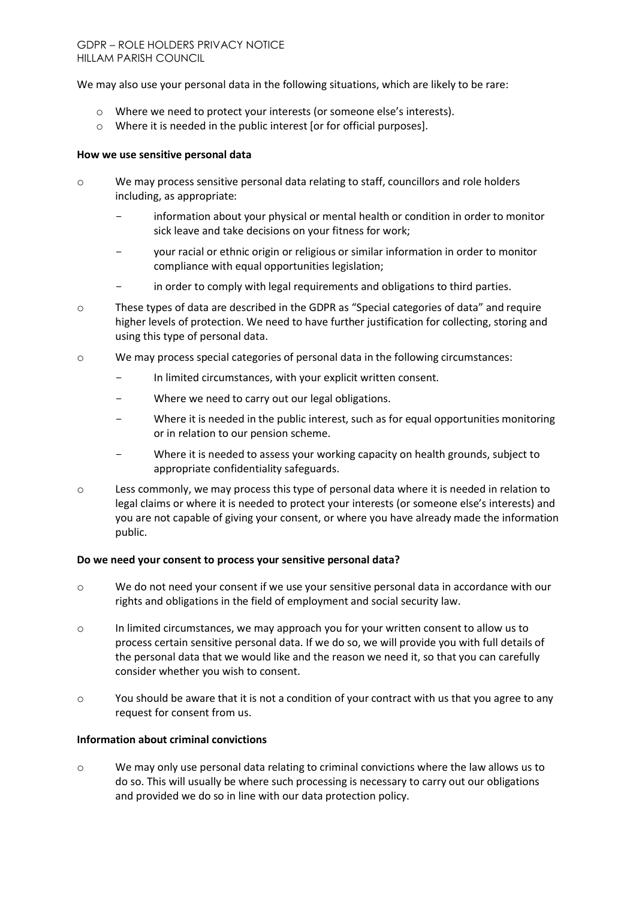We may also use your personal data in the following situations, which are likely to be rare:

- Where we need to protect your interests (or someone else's interests).
- Where it is needed in the public interest [or for official purposes].

**How we use sensitive personal data**

- We may process sensitive personal data relating to staff, councillors and role holders including, as appropriate:
  - information about your physical or mental health or condition in order to monitor sick leave and take decisions on your fitness for work;
  - your racial or ethnic origin or religious or similar information in order to monitor compliance with equal opportunities legislation;
  - in order to comply with legal requirements and obligations to third parties.
- These types of data are described in the GDPR as "Special categories of data" and require higher levels of protection. We need to have further justification for collecting, storing and using this type of personal data.
- We may process special categories of personal data in the following circumstances:
  - In limited circumstances, with your explicit written consent.
  - Where we need to carry out our legal obligations.
  - Where it is needed in the public interest, such as for equal opportunities monitoring or in relation to our pension scheme.
  - Where it is needed to assess your working capacity on health grounds, subject to appropriate confidentiality safeguards.
- Less commonly, we may process this type of personal data where it is needed in relation to legal claims or where it is needed to protect your interests (or someone else's interests) and you are not capable of giving your consent, or where you have already made the information public.

**Do we need your consent to process your sensitive personal data?**

- We do not need your consent if we use your sensitive personal data in accordance with our rights and obligations in the field of employment and social security law.
- In limited circumstances, we may approach you for your written consent to allow us to process certain sensitive personal data. If we do so, we will provide you with full details of the personal data that we would like and the reason we need it, so that you can carefully consider whether you wish to consent.
- You should be aware that it is not a condition of your contract with us that you agree to any request for consent from us.

**Information about criminal convictions**

- We may only use personal data relating to criminal convictions where the law allows us to do so. This will usually be where such processing is necessary to carry out our obligations and provided we do so in line with our data protection policy.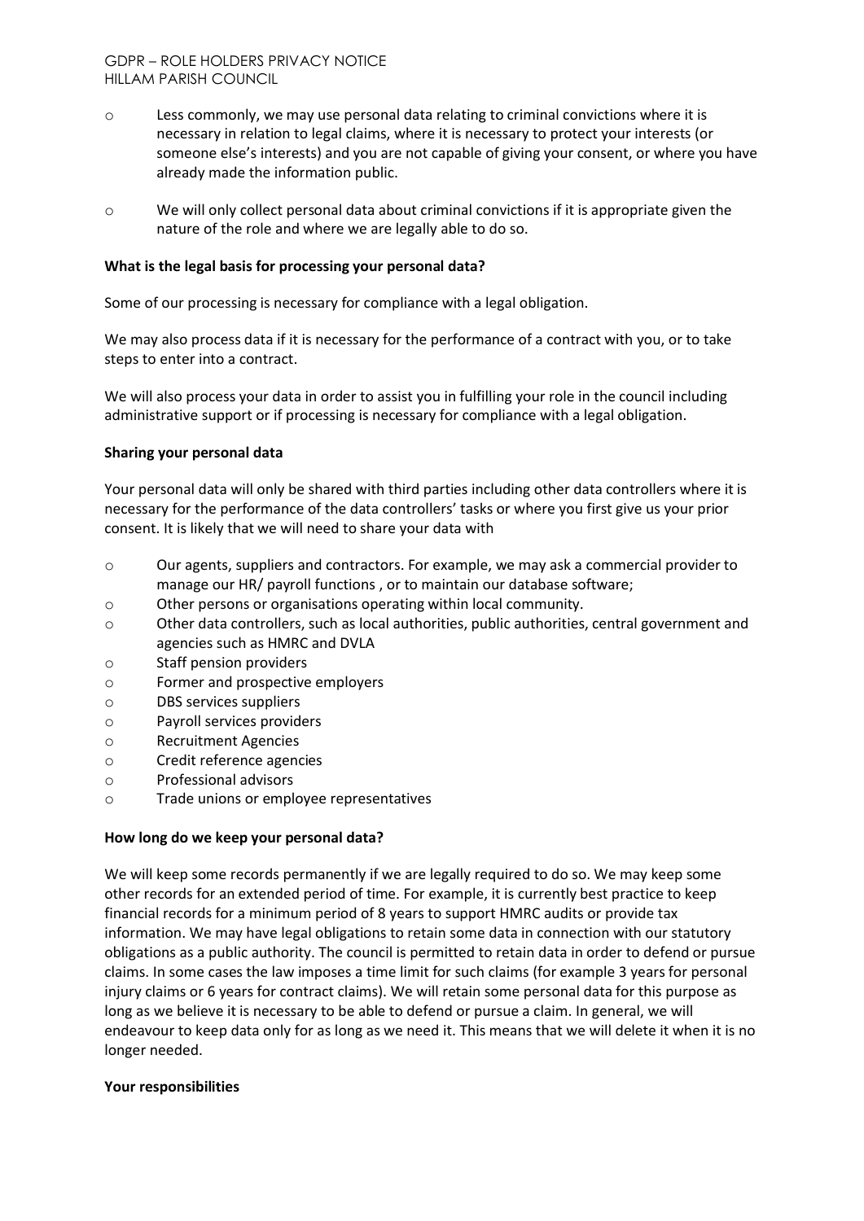- Less commonly, we may use personal data relating to criminal convictions where it is necessary in relation to legal claims, where it is necessary to protect your interests (or someone else's interests) and you are not capable of giving your consent, or where you have already made the information public.
- We will only collect personal data about criminal convictions if it is appropriate given the nature of the role and where we are legally able to do so.

**What is the legal basis for processing your personal data?**

Some of our processing is necessary for compliance with a legal obligation.

We may also process data if it is necessary for the performance of a contract with you, or to take steps to enter into a contract.

We will also process your data in order to assist you in fulfilling your role in the council including administrative support or if processing is necessary for compliance with a legal obligation.

**Sharing your personal data**

Your personal data will only be shared with third parties including other data controllers where it is necessary for the performance of the data controllers' tasks or where you first give us your prior consent. It is likely that we will need to share your data with

- Our agents, suppliers and contractors. For example, we may ask a commercial provider to manage our HR/ payroll functions , or to maintain our database software;
- Other persons or organisations operating within local community.
- Other data controllers, such as local authorities, public authorities, central government and agencies such as HMRC and DVLA
- Staff pension providers
- Former and prospective employers
- DBS services suppliers
- Payroll services providers
- Recruitment Agencies
- Credit reference agencies
- Professional advisors
- Trade unions or employee representatives

**How long do we keep your personal data?**

We will keep some records permanently if we are legally required to do so. We may keep some other records for an extended period of time. For example, it is currently best practice to keep financial records for a minimum period of 8 years to support HMRC audits or provide tax information. We may have legal obligations to retain some data in connection with our statutory obligations as a public authority. The council is permitted to retain data in order to defend or pursue claims. In some cases the law imposes a time limit for such claims (for example 3 years for personal injury claims or 6 years for contract claims). We will retain some personal data for this purpose as long as we believe it is necessary to be able to defend or pursue a claim. In general, we will endeavour to keep data only for as long as we need it. This means that we will delete it when it is no longer needed.

**Your responsibilities**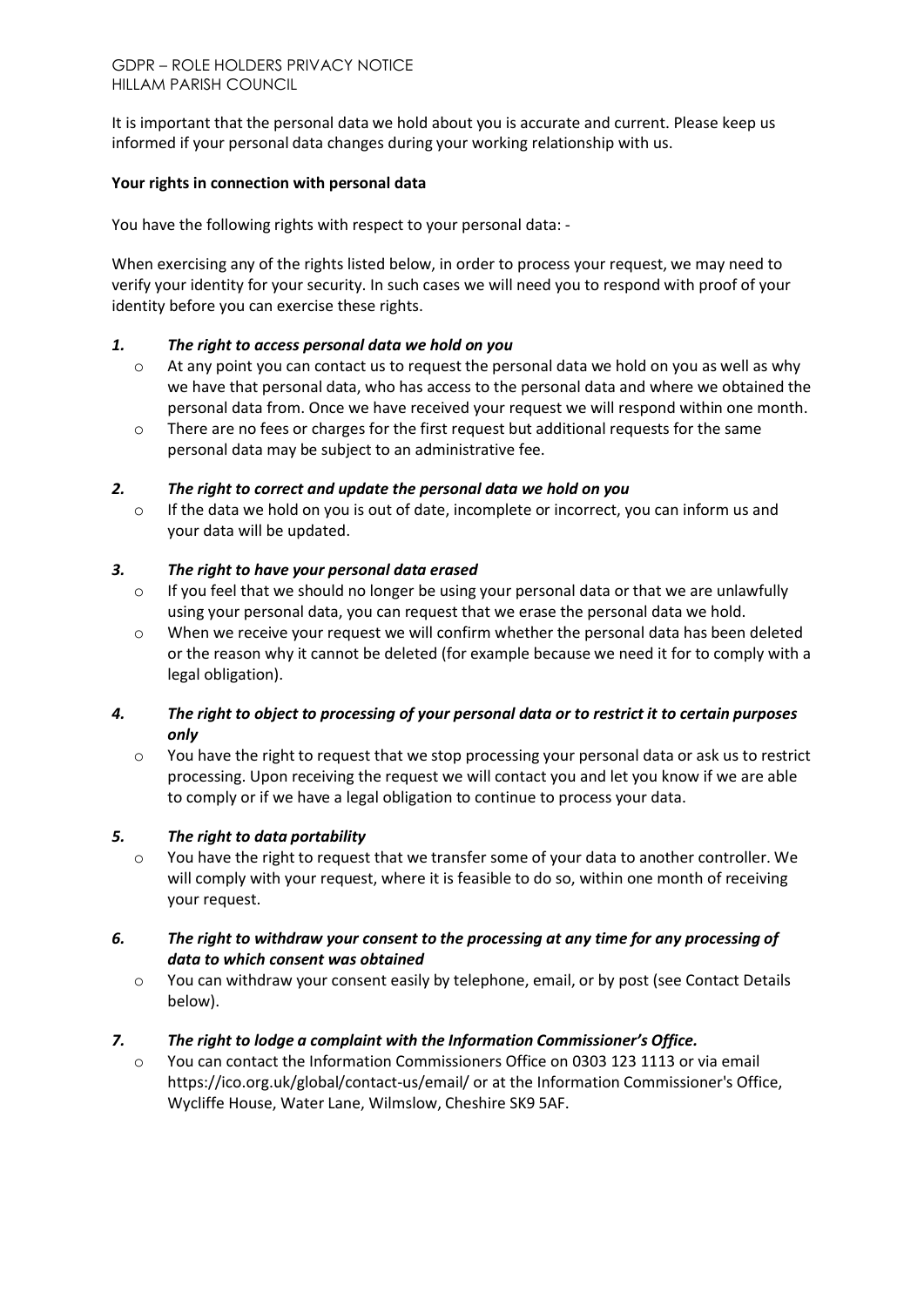It is important that the personal data we hold about you is accurate and current. Please keep us informed if your personal data changes during your working relationship with us.

**Your rights in connection with personal data**

You have the following rights with respect to your personal data: -

When exercising any of the rights listed below, in order to process your request, we may need to verify your identity for your security. In such cases we will need you to respond with proof of your identity before you can exercise these rights.

***1. The right to access personal data we hold on you***

- At any point you can contact us to request the personal data we hold on you as well as why we have that personal data, who has access to the personal data and where we obtained the personal data from. Once we have received your request we will respond within one month.
- There are no fees or charges for the first request but additional requests for the same personal data may be subject to an administrative fee.

***2. The right to correct and update the personal data we hold on you***

- If the data we hold on you is out of date, incomplete or incorrect, you can inform us and your data will be updated.

***3. The right to have your personal data erased***

- If you feel that we should no longer be using your personal data or that we are unlawfully using your personal data, you can request that we erase the personal data we hold.
- When we receive your request we will confirm whether the personal data has been deleted or the reason why it cannot be deleted (for example because we need it for to comply with a legal obligation).

***4. The right to object to processing of your personal data or to restrict it to certain purposes only***

- You have the right to request that we stop processing your personal data or ask us to restrict processing. Upon receiving the request we will contact you and let you know if we are able to comply or if we have a legal obligation to continue to process your data.

***5. The right to data portability***

- You have the right to request that we transfer some of your data to another controller. We will comply with your request, where it is feasible to do so, within one month of receiving your request.

***6. The right to withdraw your consent to the processing at any time for any processing of data to which consent was obtained***

- You can withdraw your consent easily by telephone, email, or by post (see Contact Details below).

***7. The right to lodge a complaint with the Information Commissioner's Office.***

- You can contact the Information Commissioners Office on 0303 123 1113 or via email https://ico.org.uk/global/contact-us/email/ or at the Information Commissioner's Office, Wycliffe House, Water Lane, Wilmslow, Cheshire SK9 5AF.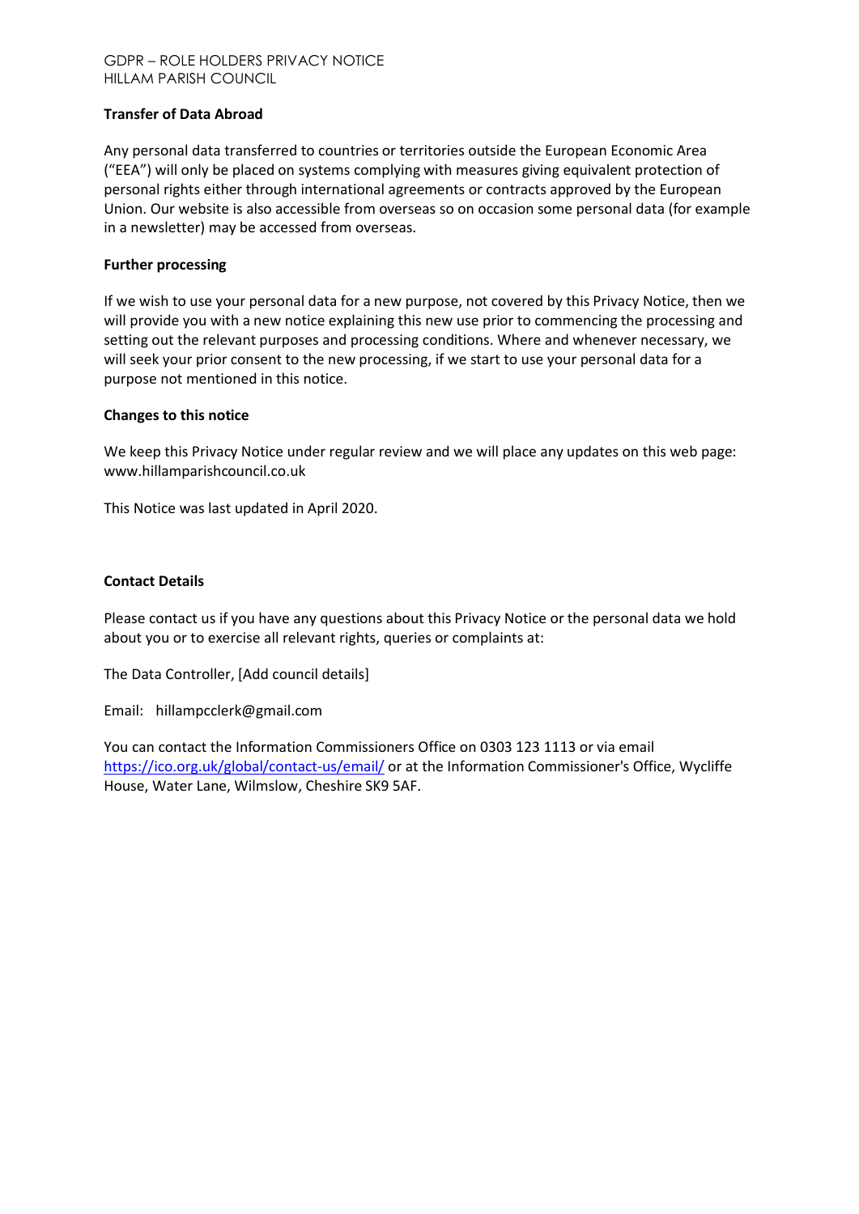## Transfer of Data Abroad

Any personal data transferred to countries or territories outside the European Economic Area ("EEA") will only be placed on systems complying with measures giving equivalent protection of personal rights either through international agreements or contracts approved by the European Union. Our website is also accessible from overseas so on occasion some personal data (for example in a newsletter) may be accessed from overseas.

## Further processing

If we wish to use your personal data for a new purpose, not covered by this Privacy Notice, then we will provide you with a new notice explaining this new use prior to commencing the processing and setting out the relevant purposes and processing conditions. Where and whenever necessary, we will seek your prior consent to the new processing, if we start to use your personal data for a purpose not mentioned in this notice.

## Changes to this notice

We keep this Privacy Notice under regular review and we will place any updates on this web page: www.hillamparishcouncil.co.uk

This Notice was last updated in April 2020.

## Contact Details

Please contact us if you have any questions about this Privacy Notice or the personal data we hold about you or to exercise all relevant rights, queries or complaints at:

The Data Controller, [Add council details]

Email: hillampcclerk@gmail.com

You can contact the Information Commissioners Office on 0303 123 1113 or via email https://ico.org.uk/global/contact-us/email/ or at the Information Commissioner's Office, Wycliffe House, Water Lane, Wilmslow, Cheshire SK9 5AF.